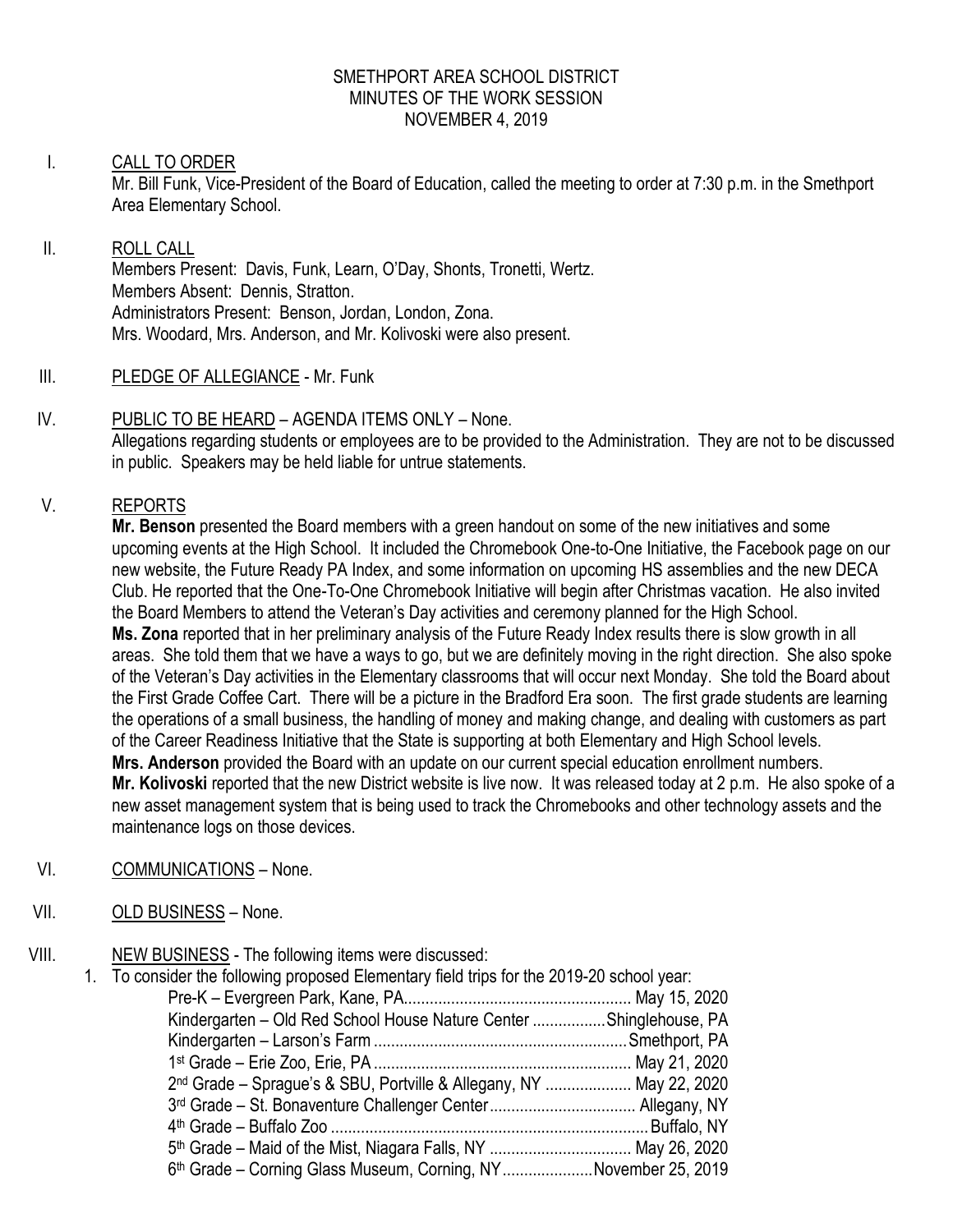# SMETHPORT AREA SCHOOL DISTRICT
## MINUTES OF THE WORK SESSION
### NOVEMBER 4, 2019

I. CALL TO ORDER

Mr. Bill Funk, Vice-President of the Board of Education, called the meeting to order at 7:30 p.m. in the Smethport Area Elementary School.

II. ROLL CALL

Members Present: Davis, Funk, Learn, O'Day, Shonts, Tronetti, Wertz.
Members Absent: Dennis, Stratton.
Administrators Present: Benson, Jordan, London, Zona.
Mrs. Woodard, Mrs. Anderson, and Mr. Kolivoski were also present.

III. PLEDGE OF ALLEGIANCE - Mr. Funk

IV. PUBLIC TO BE HEARD – AGENDA ITEMS ONLY – None.

Allegations regarding students or employees are to be provided to the Administration. They are not to be discussed in public. Speakers may be held liable for untrue statements.

V. REPORTS

**Mr. Benson** presented the Board members with a green handout on some of the new initiatives and some upcoming events at the High School. It included the Chromebook One-to-One Initiative, the Facebook page on our new website, the Future Ready PA Index, and some information on upcoming HS assemblies and the new DECA Club. He reported that the One-To-One Chromebook Initiative will begin after Christmas vacation. He also invited the Board Members to attend the Veteran's Day activities and ceremony planned for the High School.

**Ms. Zona** reported that in her preliminary analysis of the Future Ready Index results there is slow growth in all areas. She told them that we have a ways to go, but we are definitely moving in the right direction. She also spoke of the Veteran's Day activities in the Elementary classrooms that will occur next Monday. She told the Board about the First Grade Coffee Cart. There will be a picture in the Bradford Era soon. The first grade students are learning the operations of a small business, the handling of money and making change, and dealing with customers as part of the Career Readiness Initiative that the State is supporting at both Elementary and High School levels.

**Mrs. Anderson** provided the Board with an update on our current special education enrollment numbers.

**Mr. Kolivoski** reported that the new District website is live now. It was released today at 2 p.m. He also spoke of a new asset management system that is being used to track the Chromebooks and other technology assets and the maintenance logs on those devices.

VI. COMMUNICATIONS – None.

VII. OLD BUSINESS – None.

VIII. NEW BUSINESS - The following items were discussed:

1. To consider the following proposed Elementary field trips for the 2019-20 school year:
   - Pre-K – Evergreen Park, Kane, PA.................................................... May 15, 2020
   - Kindergarten – Old Red School House Nature Center .................Shinglehouse, PA
   - Kindergarten – Larson's Farm ..........................................................Smethport, PA
   - 1st Grade – Erie Zoo, Erie, PA ........................................................... May 21, 2020
   - 2nd Grade – Sprague's & SBU, Portville & Allegany, NY .................... May 22, 2020
   - 3rd Grade – St. Bonaventure Challenger Center.................................. Allegany, NY
   - 4th Grade – Buffalo Zoo .........................................................................Buffalo, NY
   - 5th Grade – Maid of the Mist, Niagara Falls, NY ................................. May 26, 2020
   - 6th Grade – Corning Glass Museum, Corning, NY.....................November 25, 2019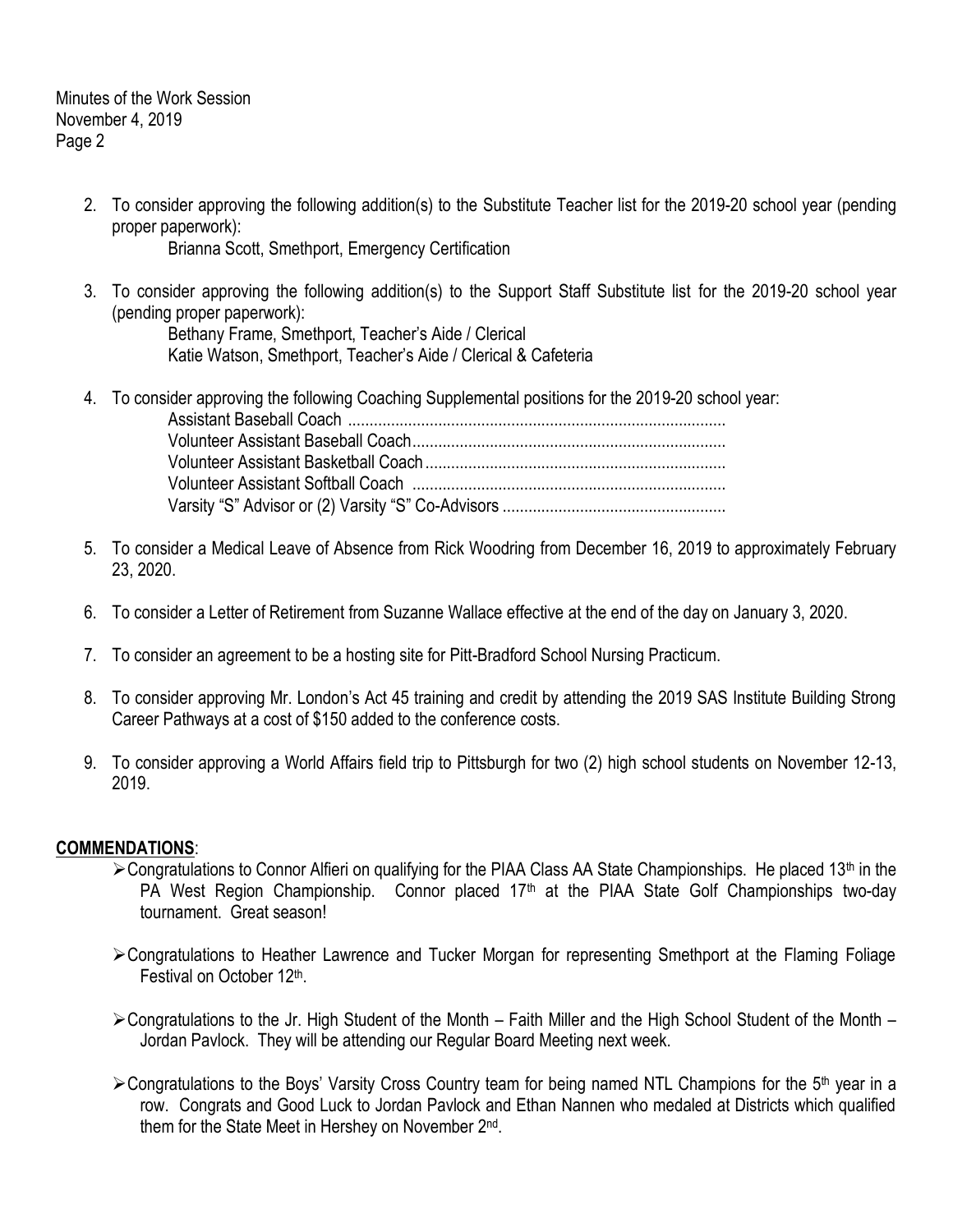2. To consider approving the following addition(s) to the Substitute Teacher list for the 2019-20 school year (pending proper paperwork):

   Brianna Scott, Smethport, Emergency Certification

3. To consider approving the following addition(s) to the Support Staff Substitute list for the 2019-20 school year (pending proper paperwork):

   Bethany Frame, Smethport, Teacher's Aide / Clerical
   Katie Watson, Smethport, Teacher's Aide / Clerical & Cafeteria

4. To consider approving the following Coaching Supplemental positions for the 2019-20 school year:

   Assistant Baseball Coach .......................................................................................
   Volunteer Assistant Baseball Coach........................................................................
   Volunteer Assistant Basketball Coach.....................................................................
   Volunteer Assistant Softball Coach ........................................................................
   Varsity "S" Advisor or (2) Varsity "S" Co-Advisors ...................................................

5. To consider a Medical Leave of Absence from Rick Woodring from December 16, 2019 to approximately February 23, 2020.

6. To consider a Letter of Retirement from Suzanne Wallace effective at the end of the day on January 3, 2020.

7. To consider an agreement to be a hosting site for Pitt-Bradford School Nursing Practicum.

8. To consider approving Mr. London's Act 45 training and credit by attending the 2019 SAS Institute Building Strong Career Pathways at a cost of $150 added to the conference costs.

9. To consider approving a World Affairs field trip to Pittsburgh for two (2) high school students on November 12-13, 2019.

**COMMENDATIONS**:

- Congratulations to Connor Alfieri on qualifying for the PIAA Class AA State Championships. He placed 13th in the PA West Region Championship. Connor placed 17th at the PIAA State Golf Championships two-day tournament. Great season!

- Congratulations to Heather Lawrence and Tucker Morgan for representing Smethport at the Flaming Foliage Festival on October 12th.

- Congratulations to the Jr. High Student of the Month – Faith Miller and the High School Student of the Month – Jordan Pavlock. They will be attending our Regular Board Meeting next week.

- Congratulations to the Boys' Varsity Cross Country team for being named NTL Champions for the 5th year in a row. Congrats and Good Luck to Jordan Pavlock and Ethan Nannen who medaled at Districts which qualified them for the State Meet in Hershey on November 2nd.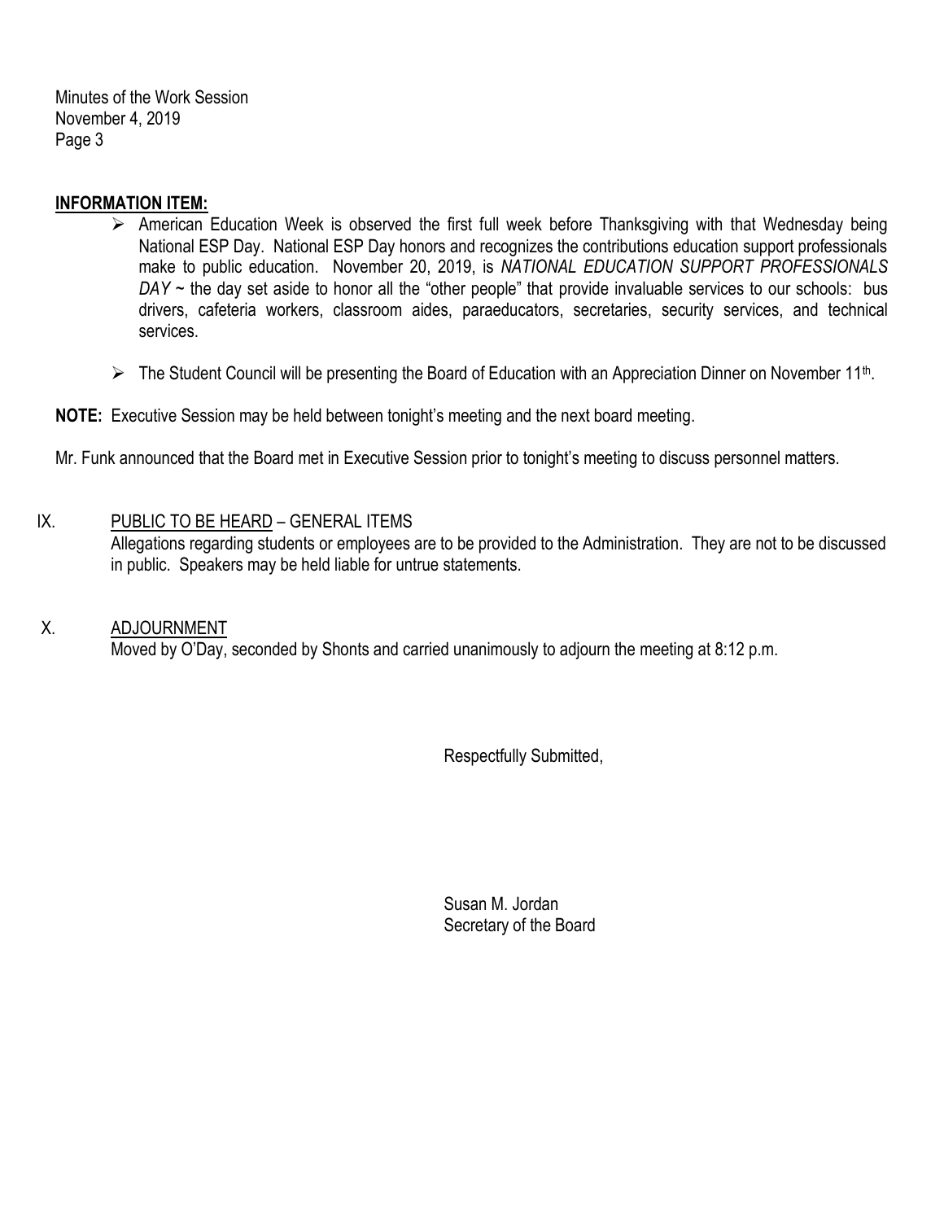**INFORMATION ITEM:**

- American Education Week is observed the first full week before Thanksgiving with that Wednesday being National ESP Day. National ESP Day honors and recognizes the contributions education support professionals make to public education. November 20, 2019, is *NATIONAL EDUCATION SUPPORT PROFESSIONALS DAY* ~ the day set aside to honor all the "other people" that provide invaluable services to our schools: bus drivers, cafeteria workers, classroom aides, paraeducators, secretaries, security services, and technical services.
- The Student Council will be presenting the Board of Education with an Appreciation Dinner on November 11th.

**NOTE:** Executive Session may be held between tonight's meeting and the next board meeting.

Mr. Funk announced that the Board met in Executive Session prior to tonight's meeting to discuss personnel matters.

IX. PUBLIC TO BE HEARD – GENERAL ITEMS

Allegations regarding students or employees are to be provided to the Administration. They are not to be discussed in public. Speakers may be held liable for untrue statements.

X. ADJOURNMENT

Moved by O'Day, seconded by Shonts and carried unanimously to adjourn the meeting at 8:12 p.m.

Respectfully Submitted,

Susan M. Jordan
Secretary of the Board